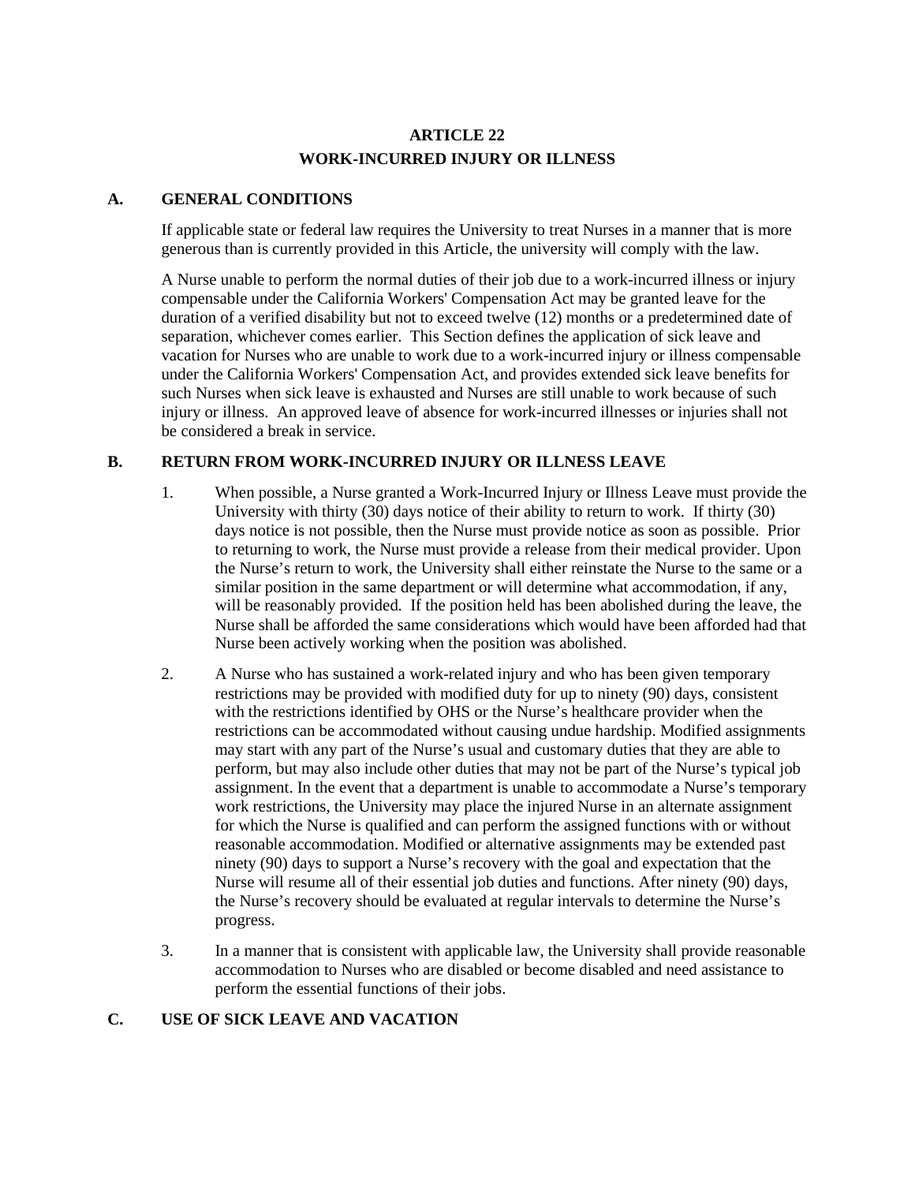# ARTICLE 22
# WORK-INCURRED INJURY OR ILLNESS

## A. GENERAL CONDITIONS

If applicable state or federal law requires the University to treat Nurses in a manner that is more generous than is currently provided in this Article, the university will comply with the law.

A Nurse unable to perform the normal duties of their job due to a work-incurred illness or injury compensable under the California Workers' Compensation Act may be granted leave for the duration of a verified disability but not to exceed twelve (12) months or a predetermined date of separation, whichever comes earlier. This Section defines the application of sick leave and vacation for Nurses who are unable to work due to a work-incurred injury or illness compensable under the California Workers' Compensation Act, and provides extended sick leave benefits for such Nurses when sick leave is exhausted and Nurses are still unable to work because of such injury or illness. An approved leave of absence for work-incurred illnesses or injuries shall not be considered a break in service.

## B. RETURN FROM WORK-INCURRED INJURY OR ILLNESS LEAVE

1. When possible, a Nurse granted a Work-Incurred Injury or Illness Leave must provide the University with thirty (30) days notice of their ability to return to work. If thirty (30) days notice is not possible, then the Nurse must provide notice as soon as possible. Prior to returning to work, the Nurse must provide a release from their medical provider. Upon the Nurse's return to work, the University shall either reinstate the Nurse to the same or a similar position in the same department or will determine what accommodation, if any, will be reasonably provided. If the position held has been abolished during the leave, the Nurse shall be afforded the same considerations which would have been afforded had that Nurse been actively working when the position was abolished.

2. A Nurse who has sustained a work-related injury and who has been given temporary restrictions may be provided with modified duty for up to ninety (90) days, consistent with the restrictions identified by OHS or the Nurse's healthcare provider when the restrictions can be accommodated without causing undue hardship. Modified assignments may start with any part of the Nurse's usual and customary duties that they are able to perform, but may also include other duties that may not be part of the Nurse's typical job assignment. In the event that a department is unable to accommodate a Nurse's temporary work restrictions, the University may place the injured Nurse in an alternate assignment for which the Nurse is qualified and can perform the assigned functions with or without reasonable accommodation. Modified or alternative assignments may be extended past ninety (90) days to support a Nurse's recovery with the goal and expectation that the Nurse will resume all of their essential job duties and functions. After ninety (90) days, the Nurse's recovery should be evaluated at regular intervals to determine the Nurse's progress.

3. In a manner that is consistent with applicable law, the University shall provide reasonable accommodation to Nurses who are disabled or become disabled and need assistance to perform the essential functions of their jobs.

## C. USE OF SICK LEAVE AND VACATION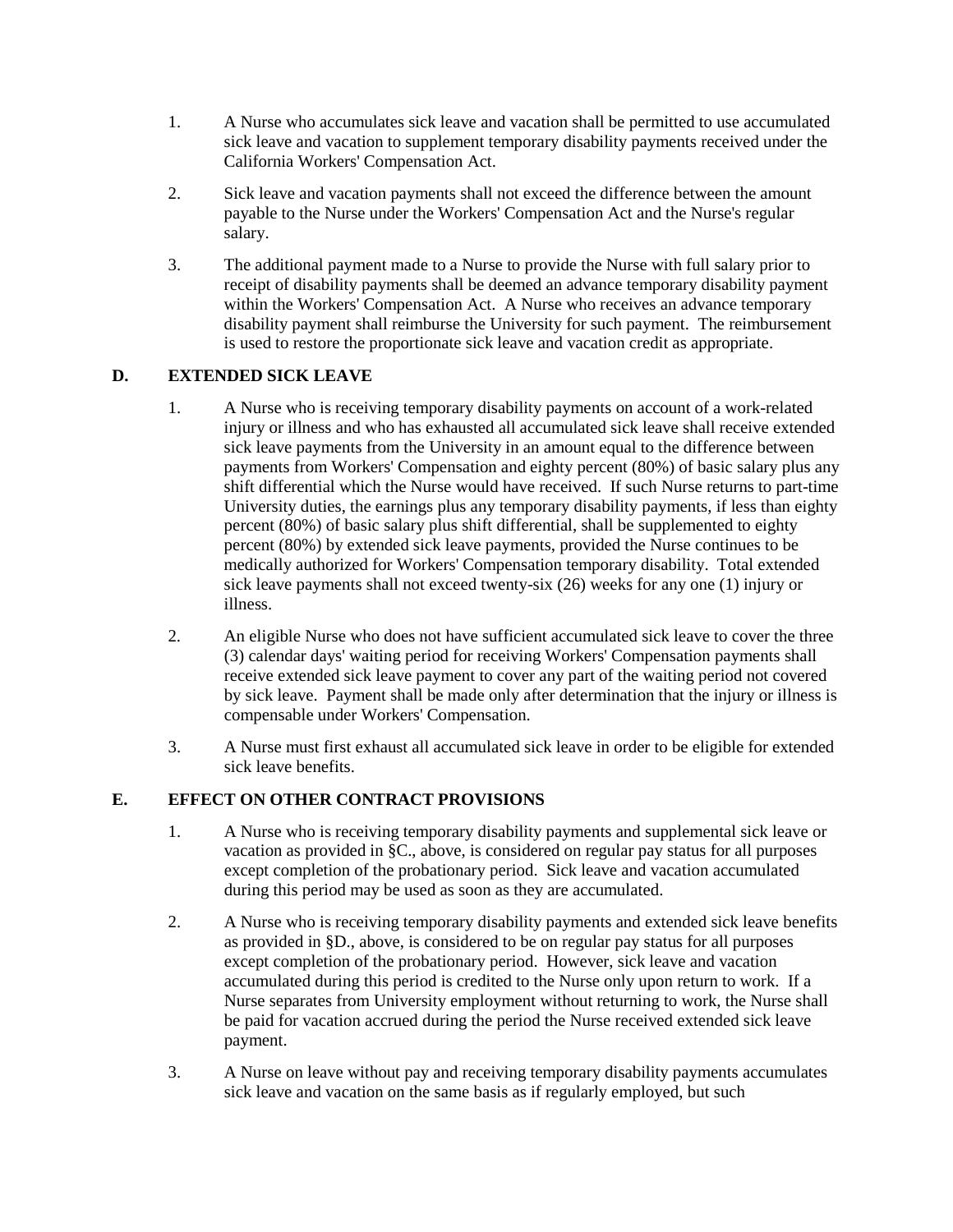1. A Nurse who accumulates sick leave and vacation shall be permitted to use accumulated sick leave and vacation to supplement temporary disability payments received under the California Workers' Compensation Act.

2. Sick leave and vacation payments shall not exceed the difference between the amount payable to the Nurse under the Workers' Compensation Act and the Nurse's regular salary.

3. The additional payment made to a Nurse to provide the Nurse with full salary prior to receipt of disability payments shall be deemed an advance temporary disability payment within the Workers' Compensation Act. A Nurse who receives an advance temporary disability payment shall reimburse the University for such payment. The reimbursement is used to restore the proportionate sick leave and vacation credit as appropriate.

## D. EXTENDED SICK LEAVE

1. A Nurse who is receiving temporary disability payments on account of a work-related injury or illness and who has exhausted all accumulated sick leave shall receive extended sick leave payments from the University in an amount equal to the difference between payments from Workers' Compensation and eighty percent (80%) of basic salary plus any shift differential which the Nurse would have received. If such Nurse returns to part-time University duties, the earnings plus any temporary disability payments, if less than eighty percent (80%) of basic salary plus shift differential, shall be supplemented to eighty percent (80%) by extended sick leave payments, provided the Nurse continues to be medically authorized for Workers' Compensation temporary disability. Total extended sick leave payments shall not exceed twenty-six (26) weeks for any one (1) injury or illness.

2. An eligible Nurse who does not have sufficient accumulated sick leave to cover the three (3) calendar days' waiting period for receiving Workers' Compensation payments shall receive extended sick leave payment to cover any part of the waiting period not covered by sick leave. Payment shall be made only after determination that the injury or illness is compensable under Workers' Compensation.

3. A Nurse must first exhaust all accumulated sick leave in order to be eligible for extended sick leave benefits.

## E. EFFECT ON OTHER CONTRACT PROVISIONS

1. A Nurse who is receiving temporary disability payments and supplemental sick leave or vacation as provided in §C., above, is considered on regular pay status for all purposes except completion of the probationary period. Sick leave and vacation accumulated during this period may be used as soon as they are accumulated.

2. A Nurse who is receiving temporary disability payments and extended sick leave benefits as provided in §D., above, is considered to be on regular pay status for all purposes except completion of the probationary period. However, sick leave and vacation accumulated during this period is credited to the Nurse only upon return to work. If a Nurse separates from University employment without returning to work, the Nurse shall be paid for vacation accrued during the period the Nurse received extended sick leave payment.

3. A Nurse on leave without pay and receiving temporary disability payments accumulates sick leave and vacation on the same basis as if regularly employed, but such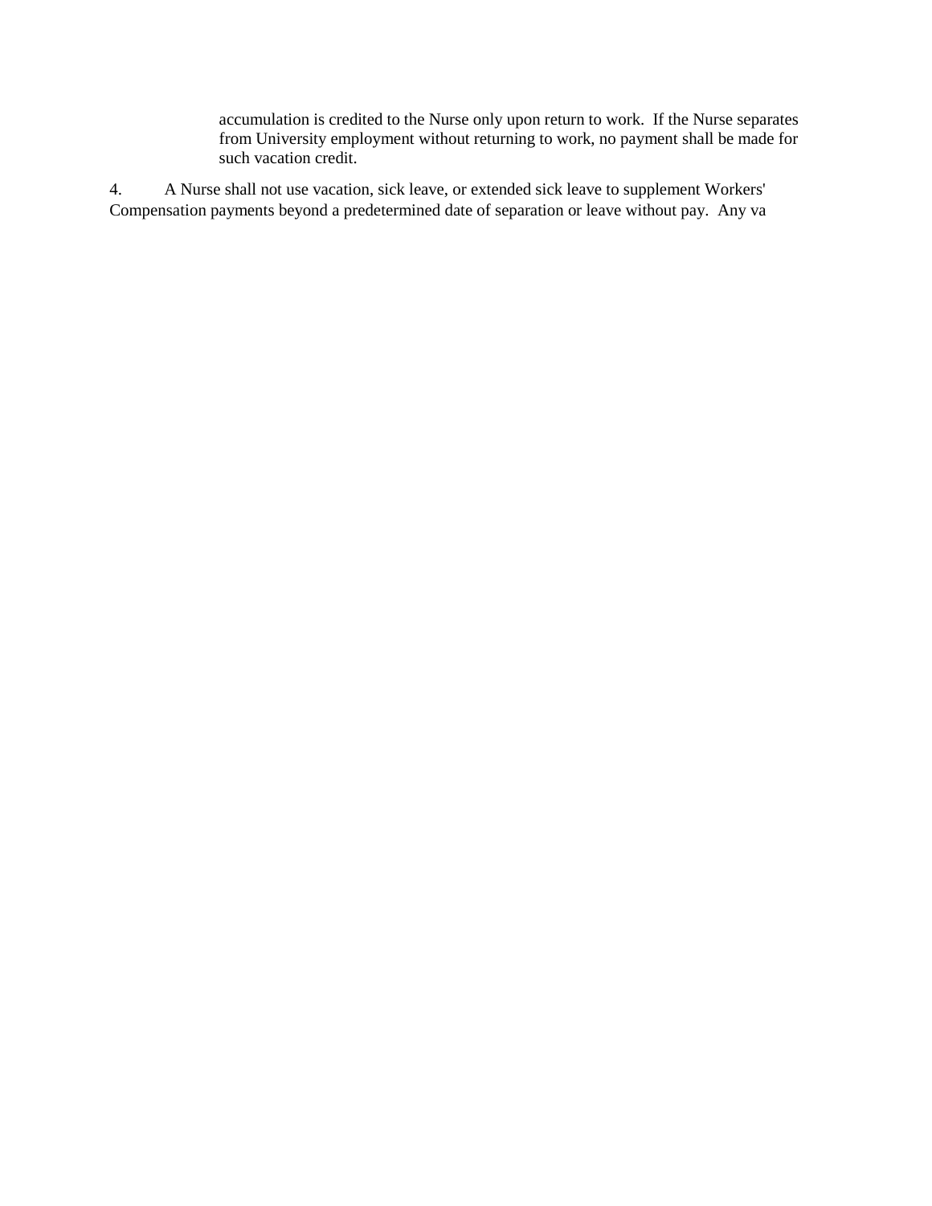accumulation is credited to the Nurse only upon return to work. If the Nurse separates from University employment without returning to work, no payment shall be made for such vacation credit.

4. A Nurse shall not use vacation, sick leave, or extended sick leave to supplement Workers' Compensation payments beyond a predetermined date of separation or leave without pay. Any va